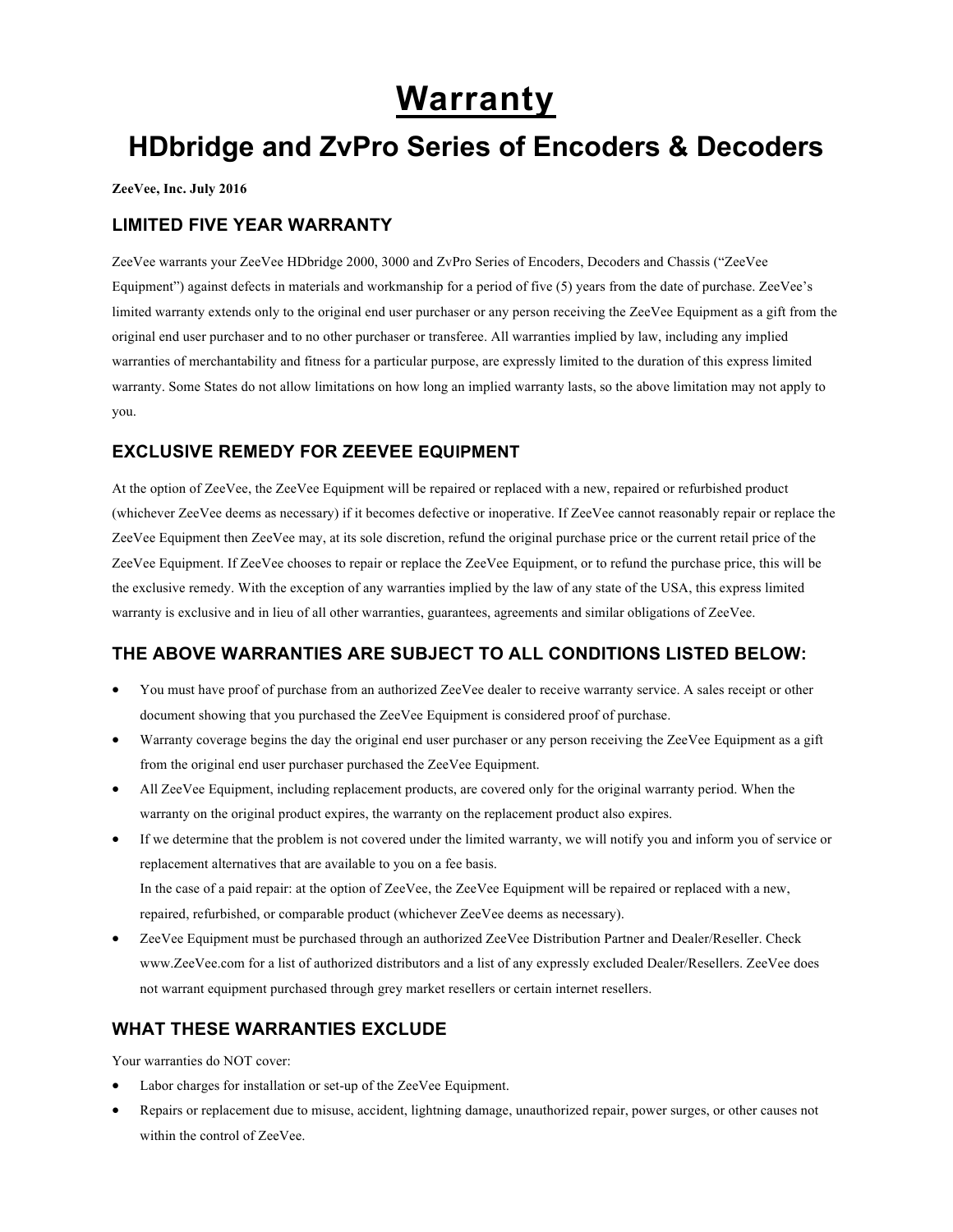# Warranty

## HDbridge and ZvPro Series of Encoders & Decoders

**ZeeVee, Inc. July 2016**

### LIMITED FIVE YEAR WARRANTY

ZeeVee warrants your ZeeVee HDbridge 2000, 3000 and ZvPro Series of Encoders, Decoders and Chassis ("ZeeVee Equipment") against defects in materials and workmanship for a period of five (5) years from the date of purchase. ZeeVee's limited warranty extends only to the original end user purchaser or any person receiving the ZeeVee Equipment as a gift from the original end user purchaser and to no other purchaser or transferee. All warranties implied by law, including any implied warranties of merchantability and fitness for a particular purpose, are expressly limited to the duration of this express limited warranty. Some States do not allow limitations on how long an implied warranty lasts, so the above limitation may not apply to you.

### EXCLUSIVE REMEDY FOR ZEEVEE EQUIPMENT

At the option of ZeeVee, the ZeeVee Equipment will be repaired or replaced with a new, repaired or refurbished product (whichever ZeeVee deems as necessary) if it becomes defective or inoperative. If ZeeVee cannot reasonably repair or replace the ZeeVee Equipment then ZeeVee may, at its sole discretion, refund the original purchase price or the current retail price of the ZeeVee Equipment. If ZeeVee chooses to repair or replace the ZeeVee Equipment, or to refund the purchase price, this will be the exclusive remedy. With the exception of any warranties implied by the law of any state of the USA, this express limited warranty is exclusive and in lieu of all other warranties, guarantees, agreements and similar obligations of ZeeVee.

### THE ABOVE WARRANTIES ARE SUBJECT TO ALL CONDITIONS LISTED BELOW:

- You must have proof of purchase from an authorized ZeeVee dealer to receive warranty service. A sales receipt or other document showing that you purchased the ZeeVee Equipment is considered proof of purchase.
- Warranty coverage begins the day the original end user purchaser or any person receiving the ZeeVee Equipment as a gift from the original end user purchaser purchased the ZeeVee Equipment.
- All ZeeVee Equipment, including replacement products, are covered only for the original warranty period. When the warranty on the original product expires, the warranty on the replacement product also expires.
- If we determine that the problem is not covered under the limited warranty, we will notify you and inform you of service or replacement alternatives that are available to you on a fee basis.
  In the case of a paid repair: at the option of ZeeVee, the ZeeVee Equipment will be repaired or replaced with a new, repaired, refurbished, or comparable product (whichever ZeeVee deems as necessary).
- ZeeVee Equipment must be purchased through an authorized ZeeVee Distribution Partner and Dealer/Reseller. Check www.ZeeVee.com for a list of authorized distributors and a list of any expressly excluded Dealer/Resellers. ZeeVee does not warrant equipment purchased through grey market resellers or certain internet resellers.

### WHAT THESE WARRANTIES EXCLUDE

Your warranties do NOT cover:

- Labor charges for installation or set-up of the ZeeVee Equipment.
- Repairs or replacement due to misuse, accident, lightning damage, unauthorized repair, power surges, or other causes not within the control of ZeeVee.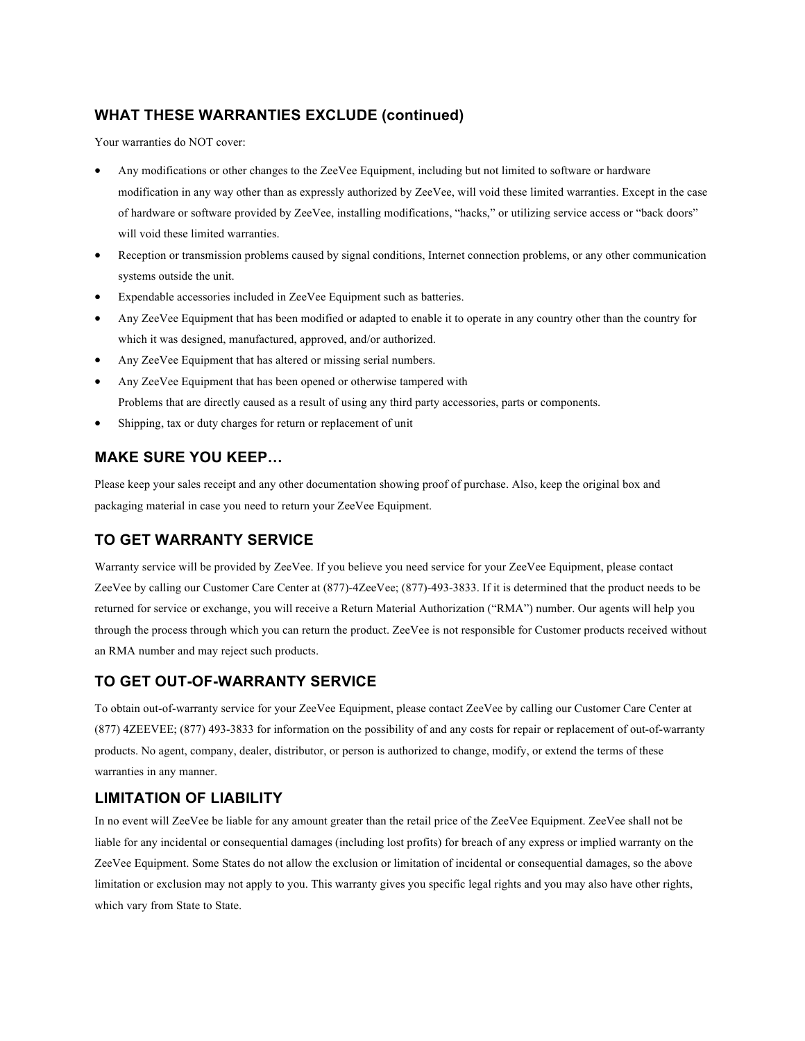## WHAT THESE WARRANTIES EXCLUDE (continued)

Your warranties do NOT cover:

- Any modifications or other changes to the ZeeVee Equipment, including but not limited to software or hardware modification in any way other than as expressly authorized by ZeeVee, will void these limited warranties. Except in the case of hardware or software provided by ZeeVee, installing modifications, "hacks," or utilizing service access or "back doors" will void these limited warranties.
- Reception or transmission problems caused by signal conditions, Internet connection problems, or any other communication systems outside the unit.
- Expendable accessories included in ZeeVee Equipment such as batteries.
- Any ZeeVee Equipment that has been modified or adapted to enable it to operate in any country other than the country for which it was designed, manufactured, approved, and/or authorized.
- Any ZeeVee Equipment that has altered or missing serial numbers.
- Any ZeeVee Equipment that has been opened or otherwise tampered with
  Problems that are directly caused as a result of using any third party accessories, parts or components.
- Shipping, tax or duty charges for return or replacement of unit

## MAKE SURE YOU KEEP…

Please keep your sales receipt and any other documentation showing proof of purchase. Also, keep the original box and packaging material in case you need to return your ZeeVee Equipment.

## TO GET WARRANTY SERVICE

Warranty service will be provided by ZeeVee. If you believe you need service for your ZeeVee Equipment, please contact ZeeVee by calling our Customer Care Center at (877)-4ZeeVee; (877)-493-3833. If it is determined that the product needs to be returned for service or exchange, you will receive a Return Material Authorization ("RMA") number. Our agents will help you through the process through which you can return the product. ZeeVee is not responsible for Customer products received without an RMA number and may reject such products.

## TO GET OUT-OF-WARRANTY SERVICE

To obtain out-of-warranty service for your ZeeVee Equipment, please contact ZeeVee by calling our Customer Care Center at (877) 4ZEEVEE; (877) 493-3833 for information on the possibility of and any costs for repair or replacement of out-of-warranty products. No agent, company, dealer, distributor, or person is authorized to change, modify, or extend the terms of these warranties in any manner.

## LIMITATION OF LIABILITY

In no event will ZeeVee be liable for any amount greater than the retail price of the ZeeVee Equipment. ZeeVee shall not be liable for any incidental or consequential damages (including lost profits) for breach of any express or implied warranty on the ZeeVee Equipment. Some States do not allow the exclusion or limitation of incidental or consequential damages, so the above limitation or exclusion may not apply to you. This warranty gives you specific legal rights and you may also have other rights, which vary from State to State.